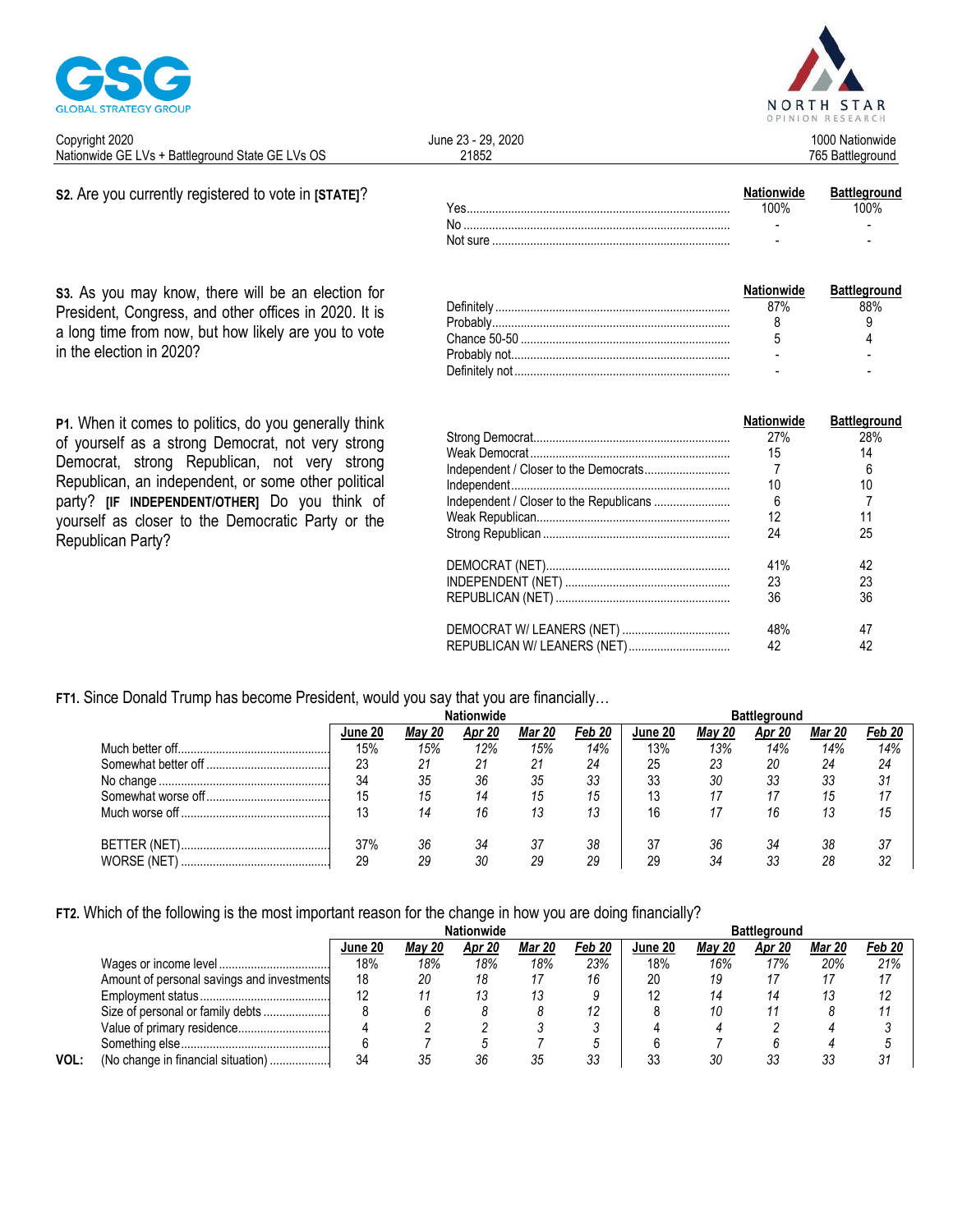GSG GLOBAL STRATEGY GROUP

NORTH STAR OPINION RESEARCH

Copyright 2020 | June 23 - 29, 2020 | 1000 Nationwide
Nationwide GE LVs + Battleground State GE LVs OS | 21852 | 765 Battleground

**S2.** Are you currently registered to vote in **[STATE]**?

| | Nationwide | Battleground |
|---|---|---|
| Yes | 100% | 100% |
| No | - | - |
| Not sure | - | - |

**S3.** As you may know, there will be an election for President, Congress, and other offices in 2020. It is a long time from now, but how likely are you to vote in the election in 2020?

| | Nationwide | Battleground |
|---|---|---|
| Definitely | 87% | 88% |
| Probably | 8 | 9 |
| Chance 50-50 | 5 | 4 |
| Probably not | - | - |
| Definitely not | - | - |

**P1.** When it comes to politics, do you generally think of yourself as a strong Democrat, not very strong Democrat, strong Republican, not very strong Republican, an independent, or some other political party? **[IF INDEPENDENT/OTHER]** Do you think of yourself as closer to the Democratic Party or the Republican Party?

| | Nationwide | Battleground |
|---|---|---|
| Strong Democrat | 27% | 28% |
| Weak Democrat | 15 | 14 |
| Independent / Closer to the Democrats | 7 | 6 |
| Independent | 10 | 10 |
| Independent / Closer to the Republicans | 6 | 7 |
| Weak Republican | 12 | 11 |
| Strong Republican | 24 | 25 |
| DEMOCRAT (NET) | 41% | 42 |
| INDEPENDENT (NET) | 23 | 23 |
| REPUBLICAN (NET) | 36 | 36 |
| DEMOCRAT W/ LEANERS (NET) | 48% | 47 |
| REPUBLICAN W/ LEANERS (NET) | 42 | 42 |

**FT1.** Since Donald Trump has become President, would you say that you are financially…

| | Nationwide | | | | | Battleground | | | | |
|---|---|---|---|---|---|---|---|---|---|---|
| | June 20 | *May 20* | *Apr 20* | *Mar 20* | *Feb 20* | June 20 | *May 20* | *Apr 20* | *Mar 20* | *Feb 20* |
| Much better off | 15% | *15%* | *12%* | *15%* | *14%* | 13% | *13%* | *14%* | *14%* | *14%* |
| Somewhat better off | 23 | *21* | *21* | *21* | *24* | 25 | *23* | *20* | *24* | *24* |
| No change | 34 | *35* | *36* | *35* | *33* | 33 | *30* | *33* | *33* | *31* |
| Somewhat worse off | 15 | *15* | *14* | *15* | *15* | 13 | *17* | *17* | *15* | *17* |
| Much worse off | 13 | *14* | *16* | *13* | *13* | 16 | *17* | *16* | *13* | *15* |
| BETTER (NET) | 37% | *36* | *34* | *37* | *38* | 37 | *36* | *34* | *38* | *37* |
| WORSE (NET) | 29 | *29* | *30* | *29* | *29* | 29 | *34* | *33* | *28* | *32* |

**FT2.** Which of the following is the most important reason for the change in how you are doing financially?

| | Nationwide | | | | | Battleground | | | | |
|---|---|---|---|---|---|---|---|---|---|---|
| | June 20 | *May 20* | *Apr 20* | *Mar 20* | *Feb 20* | June 20 | *May 20* | *Apr 20* | *Mar 20* | *Feb 20* |
| Wages or income level | 18% | *18%* | *18%* | *18%* | *23%* | 18% | *16%* | *17%* | *20%* | *21%* |
| Amount of personal savings and investments | 18 | *20* | *18* | *17* | *16* | 20 | *19* | *17* | *17* | *17* |
| Employment status | 12 | *11* | *13* | *13* | *9* | 12 | *14* | *14* | *13* | *12* |
| Size of personal or family debts | 8 | *6* | *8* | *8* | *12* | 8 | *10* | *11* | *8* | *11* |
| Value of primary residence | 4 | *2* | *2* | *3* | *3* | 4 | *4* | *2* | *4* | *3* |
| Something else | 6 | *7* | *5* | *7* | *5* | 6 | *7* | *6* | *4* | *5* |
| VOL: (No change in financial situation) | 34 | *35* | *36* | *35* | *33* | 33 | *30* | *33* | *33* | *31* |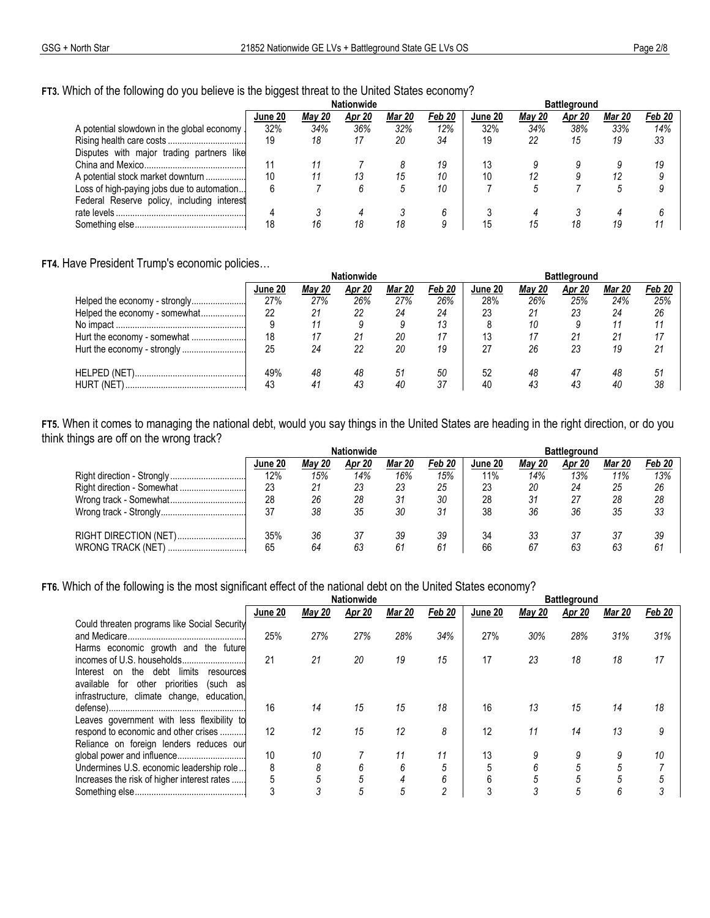**FT3.** Which of the following do you believe is the biggest threat to the United States economy?

| | Nationwide | | | | | Battleground | | | | |
|---|---|---|---|---|---|---|---|---|---|---|
| | June 20 | May 20 | Apr 20 | Mar 20 | Feb 20 | June 20 | May 20 | Apr 20 | Mar 20 | Feb 20 |
| A potential slowdown in the global economy | 32% | 34% | 36% | 32% | 12% | 32% | 34% | 38% | 33% | 14% |
| Rising health care costs | 19 | 18 | 17 | 20 | 34 | 19 | 22 | 15 | 19 | 33 |
| Disputes with major trading partners like China and Mexico | 11 | 11 | 7 | 8 | 19 | 13 | 9 | 9 | 9 | 19 |
| A potential stock market downturn | 10 | 11 | 13 | 15 | 10 | 10 | 12 | 9 | 12 | 9 |
| Loss of high-paying jobs due to automation | 6 | 7 | 6 | 5 | 10 | 7 | 5 | 7 | 5 | 9 |
| Federal Reserve policy, including interest rate levels | 4 | 3 | 4 | 3 | 6 | 3 | 4 | 3 | 4 | 6 |
| Something else | 18 | 16 | 18 | 18 | 9 | 15 | 15 | 18 | 19 | 11 |

**FT4.** Have President Trump's economic policies…

| | Nationwide | | | | | Battleground | | | | |
|---|---|---|---|---|---|---|---|---|---|---|
| | June 20 | May 20 | Apr 20 | Mar 20 | Feb 20 | June 20 | May 20 | Apr 20 | Mar 20 | Feb 20 |
| Helped the economy - strongly | 27% | 27% | 26% | 27% | 26% | 28% | 26% | 25% | 24% | 25% |
| Helped the economy - somewhat | 22 | 21 | 22 | 24 | 24 | 23 | 21 | 23 | 24 | 26 |
| No impact | 9 | 11 | 9 | 9 | 13 | 8 | 10 | 9 | 11 | 11 |
| Hurt the economy - somewhat | 18 | 17 | 21 | 20 | 17 | 13 | 17 | 21 | 21 | 17 |
| Hurt the economy - strongly | 25 | 24 | 22 | 20 | 19 | 27 | 26 | 23 | 19 | 21 |
| HELPED (NET) | 49% | 48 | 48 | 51 | 50 | 52 | 48 | 47 | 48 | 51 |
| HURT (NET) | 43 | 41 | 43 | 40 | 37 | 40 | 43 | 43 | 40 | 38 |

**FT5.** When it comes to managing the national debt, would you say things in the United States are heading in the right direction, or do you think things are off on the wrong track?

| | Nationwide | | | | | Battleground | | | | |
|---|---|---|---|---|---|---|---|---|---|---|
| | June 20 | May 20 | Apr 20 | Mar 20 | Feb 20 | June 20 | May 20 | Apr 20 | Mar 20 | Feb 20 |
| Right direction - Strongly | 12% | 15% | 14% | 16% | 15% | 11% | 14% | 13% | 11% | 13% |
| Right direction - Somewhat | 23 | 21 | 23 | 23 | 25 | 23 | 20 | 24 | 25 | 26 |
| Wrong track - Somewhat | 28 | 26 | 28 | 31 | 30 | 28 | 31 | 27 | 28 | 28 |
| Wrong track - Strongly | 37 | 38 | 35 | 30 | 31 | 38 | 36 | 36 | 35 | 33 |
| RIGHT DIRECTION (NET) | 35% | 36 | 37 | 39 | 39 | 34 | 33 | 37 | 37 | 39 |
| WRONG TRACK (NET) | 65 | 64 | 63 | 61 | 61 | 66 | 67 | 63 | 63 | 61 |

**FT6.** Which of the following is the most significant effect of the national debt on the United States economy?

| | Nationwide | | | | | Battleground | | | | |
|---|---|---|---|---|---|---|---|---|---|---|
| | June 20 | May 20 | Apr 20 | Mar 20 | Feb 20 | June 20 | May 20 | Apr 20 | Mar 20 | Feb 20 |
| Could threaten programs like Social Security and Medicare | 25% | 27% | 27% | 28% | 34% | 27% | 30% | 28% | 31% | 31% |
| Harms economic growth and the future incomes of U.S. households | 21 | 21 | 20 | 19 | 15 | 17 | 23 | 18 | 18 | 17 |
| Interest on the debt limits resources available for other priorities (such as infrastructure, climate change, education, defense) | 16 | 14 | 15 | 15 | 18 | 16 | 13 | 15 | 14 | 18 |
| Leaves government with less flexibility to respond to economic and other crises | 12 | 12 | 15 | 12 | 8 | 12 | 11 | 14 | 13 | 9 |
| Reliance on foreign lenders reduces our global power and influence | 10 | 10 | 7 | 11 | 11 | 13 | 9 | 9 | 9 | 10 |
| Undermines U.S. economic leadership role | 8 | 8 | 6 | 6 | 5 | 5 | 6 | 5 | 5 | 7 |
| Increases the risk of higher interest rates | 5 | 5 | 5 | 4 | 6 | 6 | 5 | 5 | 5 | 5 |
| Something else | 3 | 3 | 5 | 5 | 2 | 3 | 3 | 5 | 6 | 3 |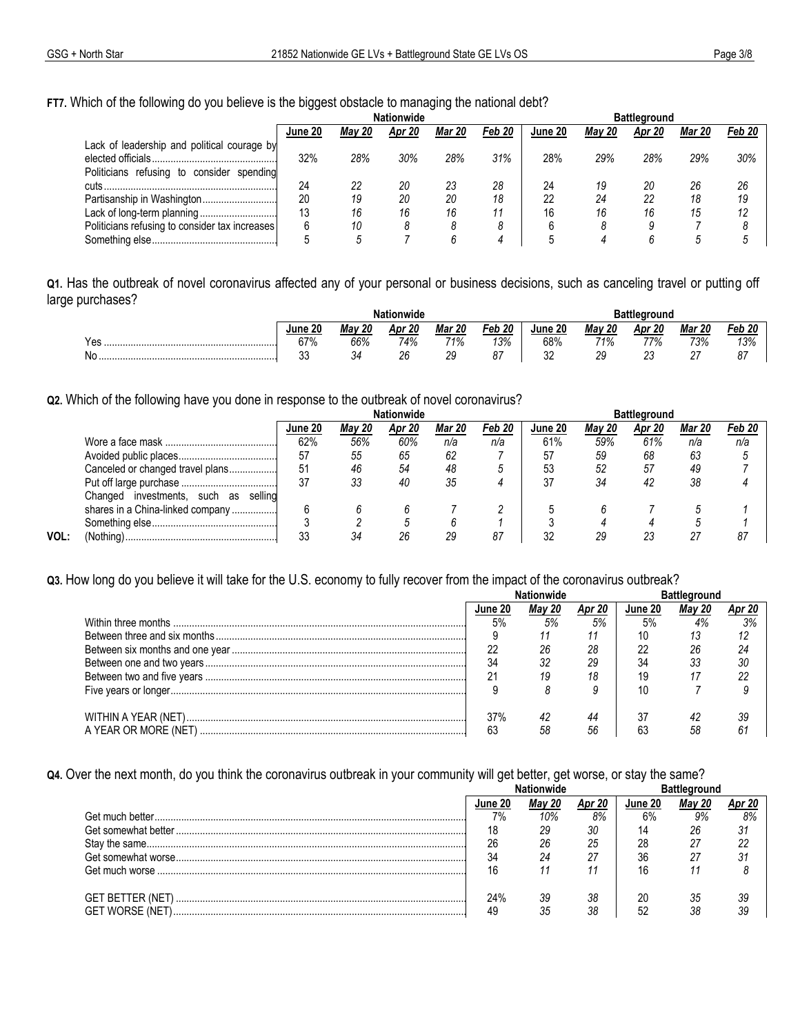**FT7.** Which of the following do you believe is the biggest obstacle to managing the national debt?

| | Nationwide | | | | | Battleground | | | | |
|---|---|---|---|---|---|---|---|---|---|---|
| | June 20 | *May 20* | *Apr 20* | *Mar 20* | *Feb 20* | June 20 | *May 20* | *Apr 20* | *Mar 20* | *Feb 20* |
| Lack of leadership and political courage by elected officials | 32% | *28%* | *30%* | *28%* | *31%* | 28% | *29%* | *28%* | *29%* | *30%* |
| Politicians refusing to consider spending cuts | 24 | *22* | *20* | *23* | *28* | 24 | *19* | *20* | *26* | *26* |
| Partisanship in Washington | 20 | *19* | *20* | *20* | *18* | 22 | *24* | *22* | *18* | *19* |
| Lack of long-term planning | 13 | *16* | *16* | *16* | *11* | 16 | *16* | *16* | *15* | *12* |
| Politicians refusing to consider tax increases | 6 | *10* | *8* | *8* | *8* | 6 | *8* | *9* | *7* | *8* |
| Something else | 5 | *5* | *7* | *6* | *4* | 5 | *4* | *6* | *5* | *5* |

**Q1.** Has the outbreak of novel coronavirus affected any of your personal or business decisions, such as canceling travel or putting off large purchases?

| | Nationwide | | | | | Battleground | | | | |
|---|---|---|---|---|---|---|---|---|---|---|
| | June 20 | *May 20* | *Apr 20* | *Mar 20* | *Feb 20* | June 20 | *May 20* | *Apr 20* | *Mar 20* | *Feb 20* |
| Yes | 67% | *66%* | *74%* | *71%* | *13%* | 68% | *71%* | *77%* | *73%* | *13%* |
| No | 33 | *34* | *26* | *29* | *87* | 32 | *29* | *23* | *27* | *87* |

**Q2.** Which of the following have you done in response to the outbreak of novel coronavirus?

| | Nationwide | | | | | Battleground | | | | |
|---|---|---|---|---|---|---|---|---|---|---|
| | June 20 | *May 20* | *Apr 20* | *Mar 20* | *Feb 20* | June 20 | *May 20* | *Apr 20* | *Mar 20* | *Feb 20* |
| Wore a face mask | 62% | *56%* | *60%* | *n/a* | *n/a* | 61% | *59%* | *61%* | *n/a* | *n/a* |
| Avoided public places | 57 | *55* | *65* | *62* | *7* | 57 | *59* | *68* | *63* | *5* |
| Canceled or changed travel plans | 51 | *46* | *54* | *48* | *5* | 53 | *52* | *57* | *49* | *7* |
| Put off large purchase | 37 | *33* | *40* | *35* | *4* | 37 | *34* | *42* | *38* | *4* |
| Changed investments, such as selling shares in a China-linked company | 6 | *6* | *6* | *7* | *2* | 5 | *6* | *7* | *5* | *1* |
| Something else | 3 | *2* | *5* | *6* | *1* | 3 | *4* | *4* | *5* | *1* |
| VOL: (Nothing) | 33 | *34* | *26* | *29* | *87* | 32 | *29* | *23* | *27* | *87* |

**Q3.** How long do you believe it will take for the U.S. economy to fully recover from the impact of the coronavirus outbreak?

| | Nationwide | | | Battleground | | |
|---|---|---|---|---|---|---|
| | June 20 | *May 20* | *Apr 20* | June 20 | *May 20* | *Apr 20* |
| Within three months | 5% | *5%* | *5%* | 5% | *4%* | *3%* |
| Between three and six months | 9 | *11* | *11* | 10 | *13* | *12* |
| Between six months and one year | 22 | *26* | *28* | 22 | *26* | *24* |
| Between one and two years | 34 | *32* | *29* | 34 | *33* | *30* |
| Between two and five years | 21 | *19* | *18* | 19 | *17* | *22* |
| Five years or longer | 9 | *8* | *9* | 10 | *7* | *9* |
| WITHIN A YEAR (NET) | 37% | *42* | *44* | 37 | *42* | *39* |
| A YEAR OR MORE (NET) | 63 | *58* | *56* | 63 | *58* | *61* |

**Q4.** Over the next month, do you think the coronavirus outbreak in your community will get better, get worse, or stay the same?

| | Nationwide | | | Battleground | | |
|---|---|---|---|---|---|---|
| | June 20 | *May 20* | *Apr 20* | June 20 | *May 20* | *Apr 20* |
| Get much better | 7% | *10%* | *8%* | 6% | *9%* | *8%* |
| Get somewhat better | 18 | *29* | *30* | 14 | *26* | *31* |
| Stay the same | 26 | *26* | *25* | 28 | *27* | *22* |
| Get somewhat worse | 34 | *24* | *27* | 36 | *27* | *31* |
| Get much worse | 16 | *11* | *11* | 16 | *11* | *8* |
| GET BETTER (NET) | 24% | *39* | *38* | 20 | *35* | *39* |
| GET WORSE (NET) | 49 | *35* | *38* | 52 | *38* | *39* |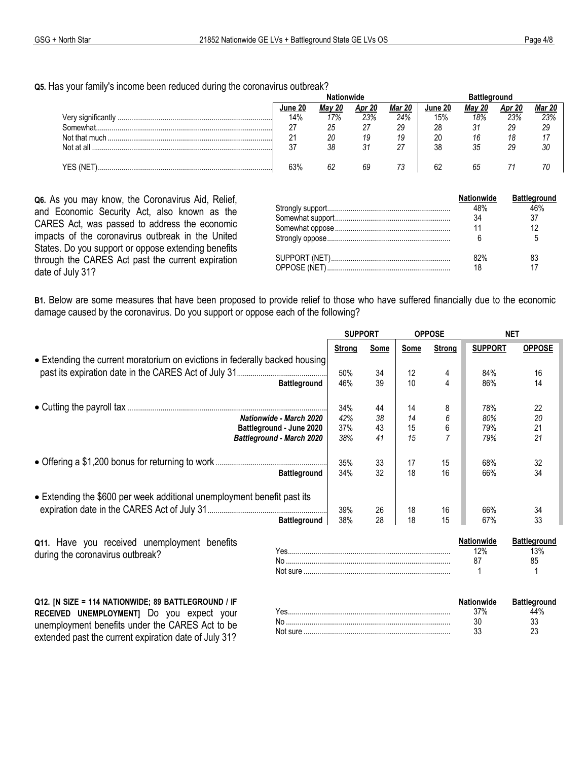**Q5.** Has your family's income been reduced during the coronavirus outbreak?

| | Nationwide | | | | Battleground | | | |
|---|---|---|---|---|---|---|---|---|
| | June 20 | *May 20* | *Apr 20* | *Mar 20* | June 20 | *May 20* | *Apr 20* | *Mar 20* |
| Very significantly | 14% | *17%* | *23%* | *24%* | 15% | *18%* | *23%* | *23%* |
| Somewhat | 27 | *25* | *27* | *29* | 28 | *31* | *29* | *29* |
| Not that much | 21 | *20* | *19* | *19* | 20 | *16* | *18* | *17* |
| Not at all | 37 | *38* | *31* | *27* | 38 | *35* | *29* | *30* |
| YES (NET) | 63% | *62* | *69* | *73* | 62 | *65* | *71* | *70* |

**Q6.** As you may know, the Coronavirus Aid, Relief, and Economic Security Act, also known as the CARES Act, was passed to address the economic impacts of the coronavirus outbreak in the United States. Do you support or oppose extending benefits through the CARES Act past the current expiration date of July 31?

| | Nationwide | Battleground |
|---|---|---|
| Strongly support | 48% | 46% |
| Somewhat support | 34 | 37 |
| Somewhat oppose | 11 | 12 |
| Strongly oppose | 6 | 5 |
| SUPPORT (NET) | 82% | 83 |
| OPPOSE (NET) | 18 | 17 |

**B1.** Below are some measures that have been proposed to provide relief to those who have suffered financially due to the economic damage caused by the coronavirus. Do you support or oppose each of the following?

| | SUPPORT | | OPPOSE | | NET | |
|---|---|---|---|---|---|---|
| | Strong | Some | Some | Strong | SUPPORT | OPPOSE |
| • Extending the current moratorium on evictions in federally backed housing past its expiration date in the CARES Act of July 31 | 50% | 34 | 12 | 4 | 84% | 16 |
| **Battleground** | 46% | 39 | 10 | 4 | 86% | 14 |
| • Cutting the payroll tax | 34% | 44 | 14 | 8 | 78% | 22 |
| ***Nationwide - March 2020*** | *42%* | *38* | *14* | *6* | *80%* | *20* |
| **Battleground - June 2020** | 37% | 43 | 15 | 6 | 79% | 21 |
| ***Battleground - March 2020*** | *38%* | *41* | *15* | *7* | *79%* | *21* |
| • Offering a $1,200 bonus for returning to work | 35% | 33 | 17 | 15 | 68% | 32 |
| **Battleground** | 34% | 32 | 18 | 16 | 66% | 34 |
| • Extending the $600 per week additional unemployment benefit past its expiration date in the CARES Act of July 31 | 39% | 26 | 18 | 16 | 66% | 34 |
| **Battleground** | 38% | 28 | 18 | 15 | 67% | 33 |

**Q11.** Have you received unemployment benefits during the coronavirus outbreak?

| | Nationwide | Battleground |
|---|---|---|
| Yes | 12% | 13% |
| No | 87 | 85 |
| Not sure | 1 | 1 |

**Q12. [N SIZE = 114 NATIONWIDE; 89 BATTLEGROUND / IF RECEIVED UNEMPLOYMENT]** Do you expect your unemployment benefits under the CARES Act to be extended past the current expiration date of July 31?

| | Nationwide | Battleground |
|---|---|---|
| Yes | 37% | 44% |
| No | 30 | 33 |
| Not sure | 33 | 23 |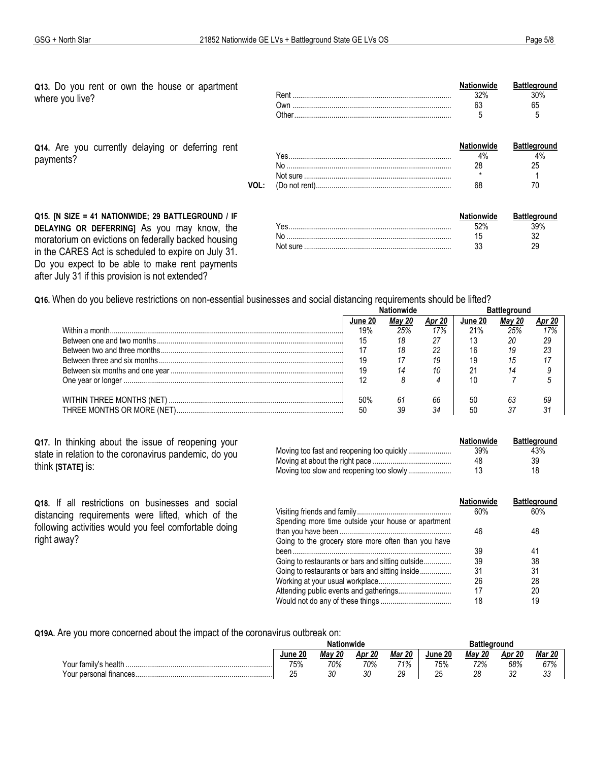**Q13.** Do you rent or own the house or apartment where you live?

| | Nationwide | Battleground |
|---|---|---|
| Rent | 32% | 30% |
| Own | 63 | 65 |
| Other | 5 | 5 |

**Q14.** Are you currently delaying or deferring rent payments?

| | | Nationwide | Battleground |
|---|---|---|---|
| | Yes | 4% | 4% |
| | No | 28 | 25 |
| | Not sure | * | 1 |
| VOL: | (Do not rent) | 68 | 70 |

**Q15. [N SIZE = 41 NATIONWIDE; 29 BATTLEGROUND / IF DELAYING OR DEFERRING]** As you may know, the moratorium on evictions on federally backed housing in the CARES Act is scheduled to expire on July 31. Do you expect to be able to make rent payments after July 31 if this provision is not extended?

| | Nationwide | Battleground |
|---|---|---|
| Yes | 52% | 39% |
| No | 15 | 32 |
| Not sure | 33 | 29 |

**Q16.** When do you believe restrictions on non-essential businesses and social distancing requirements should be lifted?

| | Nationwide | | | Battleground | | |
|---|---|---|---|---|---|---|
| | June 20 | *May 20* | *Apr 20* | June 20 | *May 20* | *Apr 20* |
| Within a month | 19% | *25%* | *17%* | 21% | *25%* | *17%* |
| Between one and two months | 15 | *18* | *27* | 13 | *20* | *29* |
| Between two and three months | 17 | *18* | *22* | 16 | *19* | *23* |
| Between three and six months | 19 | *17* | *19* | 19 | *15* | *17* |
| Between six months and one year | 19 | *14* | *10* | 21 | *14* | *9* |
| One year or longer | 12 | *8* | *4* | 10 | *7* | *5* |
| WITHIN THREE MONTHS (NET) | 50% | *61* | *66* | 50 | *63* | *69* |
| THREE MONTHS OR MORE (NET) | 50 | *39* | *34* | 50 | *37* | *31* |

**Q17.** In thinking about the issue of reopening your state in relation to the coronavirus pandemic, do you think **[STATE]** is:

| | Nationwide | Battleground |
|---|---|---|
| Moving too fast and reopening too quickly | 39% | 43% |
| Moving at about the right pace | 48 | 39 |
| Moving too slow and reopening too slowly | 13 | 18 |

**Q18.** If all restrictions on businesses and social distancing requirements were lifted, which of the following activities would you feel comfortable doing right away?

| | Nationwide | Battleground |
|---|---|---|
| Visiting friends and family | 60% | 60% |
| Spending more time outside your house or apartment than you have been | 46 | 48 |
| Going to the grocery store more often than you have been | 39 | 41 |
| Going to restaurants or bars and sitting outside | 39 | 38 |
| Going to restaurants or bars and sitting inside | 31 | 31 |
| Working at your usual workplace | 26 | 28 |
| Attending public events and gatherings | 17 | 20 |
| Would not do any of these things | 18 | 19 |

**Q19A.** Are you more concerned about the impact of the coronavirus outbreak on:

| | Nationwide | | | | Battleground | | | |
|---|---|---|---|---|---|---|---|---|
| | June 20 | *May 20* | *Apr 20* | *Mar 20* | June 20 | *May 20* | *Apr 20* | *Mar 20* |
| Your family's health | 75% | *70%* | *70%* | *71%* | 75% | *72%* | *68%* | *67%* |
| Your personal finances | 25 | *30* | *30* | *29* | 25 | *28* | *32* | *33* |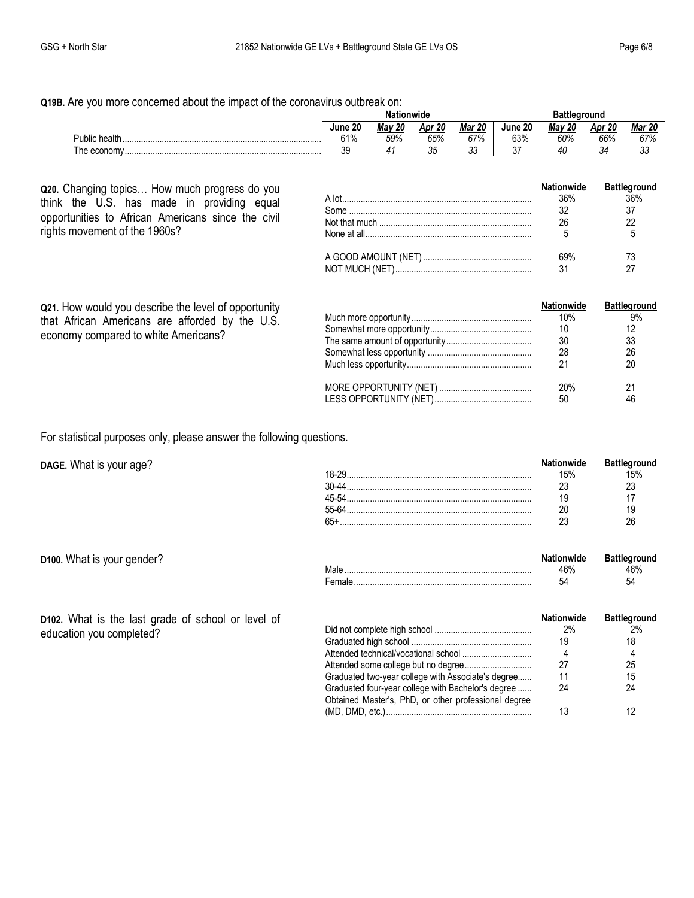**Q19B.** Are you more concerned about the impact of the coronavirus outbreak on:

| | Nationwide | | | | Battleground | | | |
|---|---|---|---|---|---|---|---|---|
| | June 20 | *May 20* | *Apr 20* | *Mar 20* | June 20 | *May 20* | *Apr 20* | *Mar 20* |
| Public health | 61% | *59%* | *65%* | *67%* | 63% | *60%* | *66%* | *67%* |
| The economy | 39 | *41* | *35* | *33* | 37 | *40* | *34* | *33* |

**Q20.** Changing topics… How much progress do you think the U.S. has made in providing equal opportunities to African Americans since the civil rights movement of the 1960s?

| | Nationwide | Battleground |
|---|---|---|
| A lot | 36% | 36% |
| Some | 32 | 37 |
| Not that much | 26 | 22 |
| None at all | 5 | 5 |
| A GOOD AMOUNT (NET) | 69% | 73 |
| NOT MUCH (NET) | 31 | 27 |

**Q21.** How would you describe the level of opportunity that African Americans are afforded by the U.S. economy compared to white Americans?

| | Nationwide | Battleground |
|---|---|---|
| Much more opportunity | 10% | 9% |
| Somewhat more opportunity | 10 | 12 |
| The same amount of opportunity | 30 | 33 |
| Somewhat less opportunity | 28 | 26 |
| Much less opportunity | 21 | 20 |
| MORE OPPORTUNITY (NET) | 20% | 21 |
| LESS OPPORTUNITY (NET) | 50 | 46 |

For statistical purposes only, please answer the following questions.

**DAGE.** What is your age?

| | Nationwide | Battleground |
|---|---|---|
| 18-29 | 15% | 15% |
| 30-44 | 23 | 23 |
| 45-54 | 19 | 17 |
| 55-64 | 20 | 19 |
| 65+ | 23 | 26 |

**D100.** What is your gender?

| | Nationwide | Battleground |
|---|---|---|
| Male | 46% | 46% |
| Female | 54 | 54 |

**D102.** What is the last grade of school or level of education you completed?

| | Nationwide | Battleground |
|---|---|---|
| Did not complete high school | 2% | 2% |
| Graduated high school | 19 | 18 |
| Attended technical/vocational school | 4 | 4 |
| Attended some college but no degree | 27 | 25 |
| Graduated two-year college with Associate's degree | 11 | 15 |
| Graduated four-year college with Bachelor's degree | 24 | 24 |
| Obtained Master's, PhD, or other professional degree (MD, DMD, etc.) | 13 | 12 |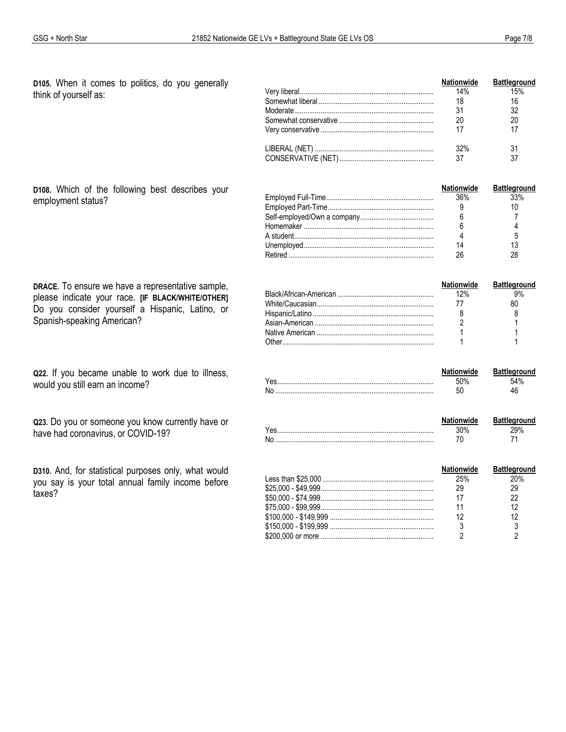**D105.** When it comes to politics, do you generally think of yourself as:

| | Nationwide | Battleground |
|---|---|---|
| Very liberal | 14% | 15% |
| Somewhat liberal | 18 | 16 |
| Moderate | 31 | 32 |
| Somewhat conservative | 20 | 20 |
| Very conservative | 17 | 17 |
| | | |
| LIBERAL (NET) | 32% | 31 |
| CONSERVATIVE (NET) | 37 | 37 |

**D108.** Which of the following best describes your employment status?

| | Nationwide | Battleground |
|---|---|---|
| Employed Full-Time | 36% | 33% |
| Employed Part-Time | 9 | 10 |
| Self-employed/Own a company | 6 | 7 |
| Homemaker | 6 | 4 |
| A student | 4 | 5 |
| Unemployed | 14 | 13 |
| Retired | 26 | 28 |

**DRACE.** To ensure we have a representative sample, please indicate your race. **[IF BLACK/WHITE/OTHER]** Do you consider yourself a Hispanic, Latino, or Spanish-speaking American?

| | Nationwide | Battleground |
|---|---|---|
| Black/African-American | 12% | 9% |
| White/Caucasian | 77 | 80 |
| Hispanic/Latino | 8 | 8 |
| Asian-American | 2 | 1 |
| Native American | 1 | 1 |
| Other | 1 | 1 |

**Q22.** If you became unable to work due to illness, would you still earn an income?

| | Nationwide | Battleground |
|---|---|---|
| Yes | 50% | 54% |
| No | 50 | 46 |

**Q23.** Do you or someone you know currently have or have had coronavirus, or COVID-19?

| | Nationwide | Battleground |
|---|---|---|
| Yes | 30% | 29% |
| No | 70 | 71 |

**D310.** And, for statistical purposes only, what would you say is your total annual family income before taxes?

| | Nationwide | Battleground |
|---|---|---|
| Less than $25,000 | 25% | 20% |
| $25,000 - $49,999 | 29 | 29 |
| $50,000 - $74,999 | 17 | 22 |
| $75,000 - $99,999 | 11 | 12 |
| $100,000 - $149,999 | 12 | 12 |
| $150,000 - $199,999 | 3 | 3 |
| $200,000 or more | 2 | 2 |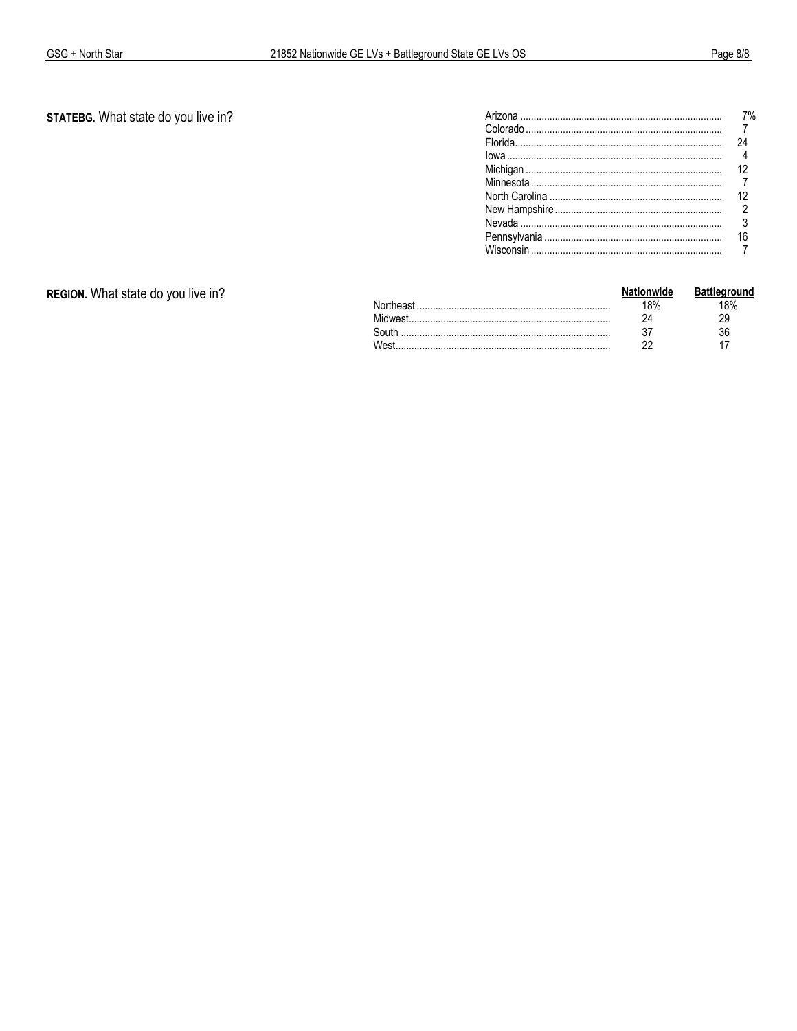**STATEBG.** What state do you live in?

| | |
|---|---|
| Arizona | 7% |
| Colorado | 7 |
| Florida | 24 |
| Iowa | 4 |
| Michigan | 12 |
| Minnesota | 7 |
| North Carolina | 12 |
| New Hampshire | 2 |
| Nevada | 3 |
| Pennsylvania | 16 |
| Wisconsin | 7 |

**REGION.** What state do you live in?

| | Nationwide | Battleground |
|---|---|---|
| Northeast | 18% | 18% |
| Midwest | 24 | 29 |
| South | 37 | 36 |
| West | 22 | 17 |